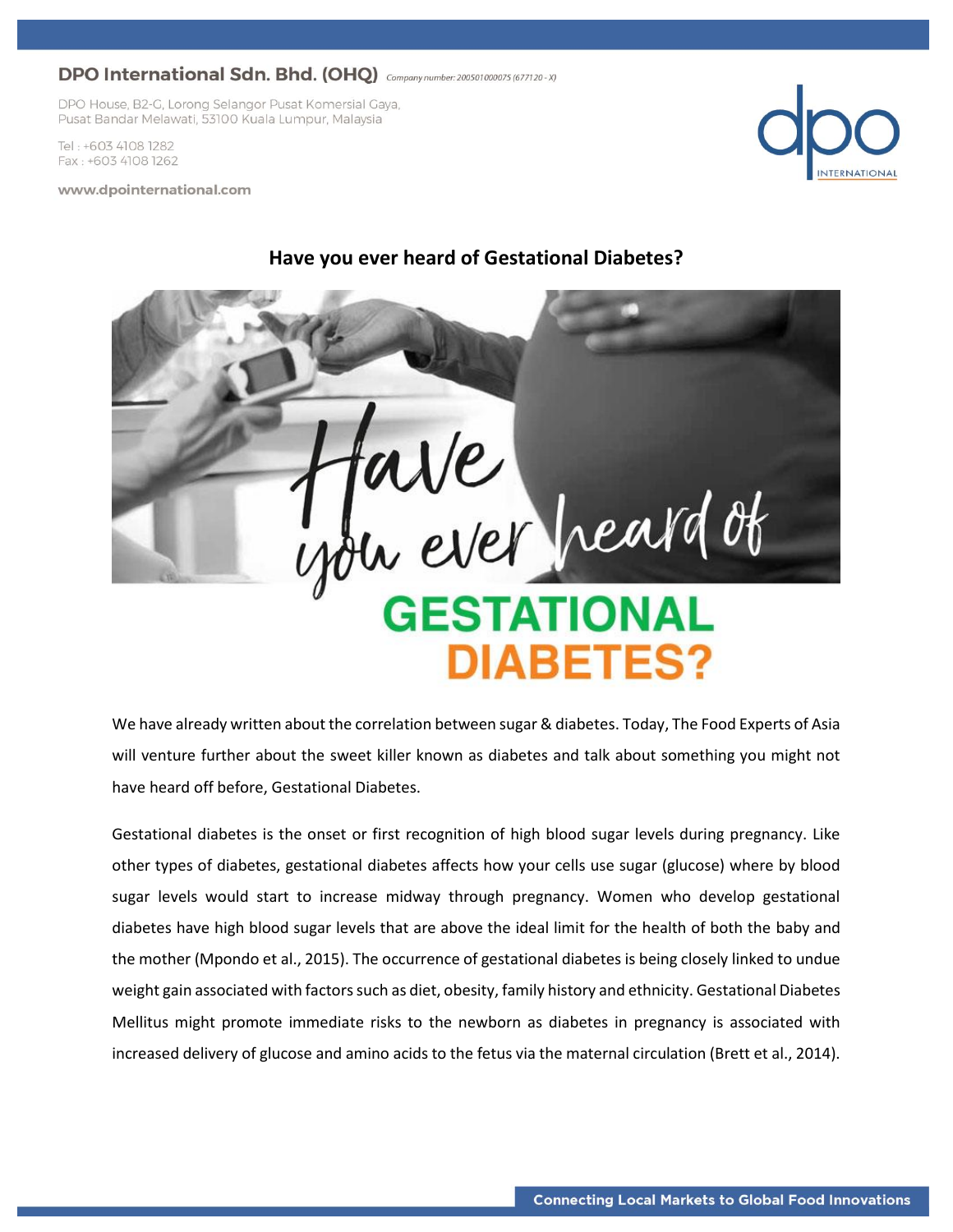**DPO International Sdn. Bhd. (OHQ)** *Company number: 200501000075 (677120 - X)*

DPO House, B2-G, Lorong Selangor Pusat Komersial Gaya,
Pusat Bandar Melawati, 53100 Kuala Lumpur, Malaysia

Tel : +603 4108 1282
Fax : +603 4108 1262

www.dpointernational.com

# Have you ever heard of Gestational Diabetes?

We have already written about the correlation between sugar & diabetes. Today, The Food Experts of Asia will venture further about the sweet killer known as diabetes and talk about something you might not have heard off before, Gestational Diabetes.

Gestational diabetes is the onset or first recognition of high blood sugar levels during pregnancy. Like other types of diabetes, gestational diabetes affects how your cells use sugar (glucose) where by blood sugar levels would start to increase midway through pregnancy. Women who develop gestational diabetes have high blood sugar levels that are above the ideal limit for the health of both the baby and the mother (Mpondo et al., 2015). The occurrence of gestational diabetes is being closely linked to undue weight gain associated with factors such as diet, obesity, family history and ethnicity. Gestational Diabetes Mellitus might promote immediate risks to the newborn as diabetes in pregnancy is associated with increased delivery of glucose and amino acids to the fetus via the maternal circulation (Brett et al., 2014).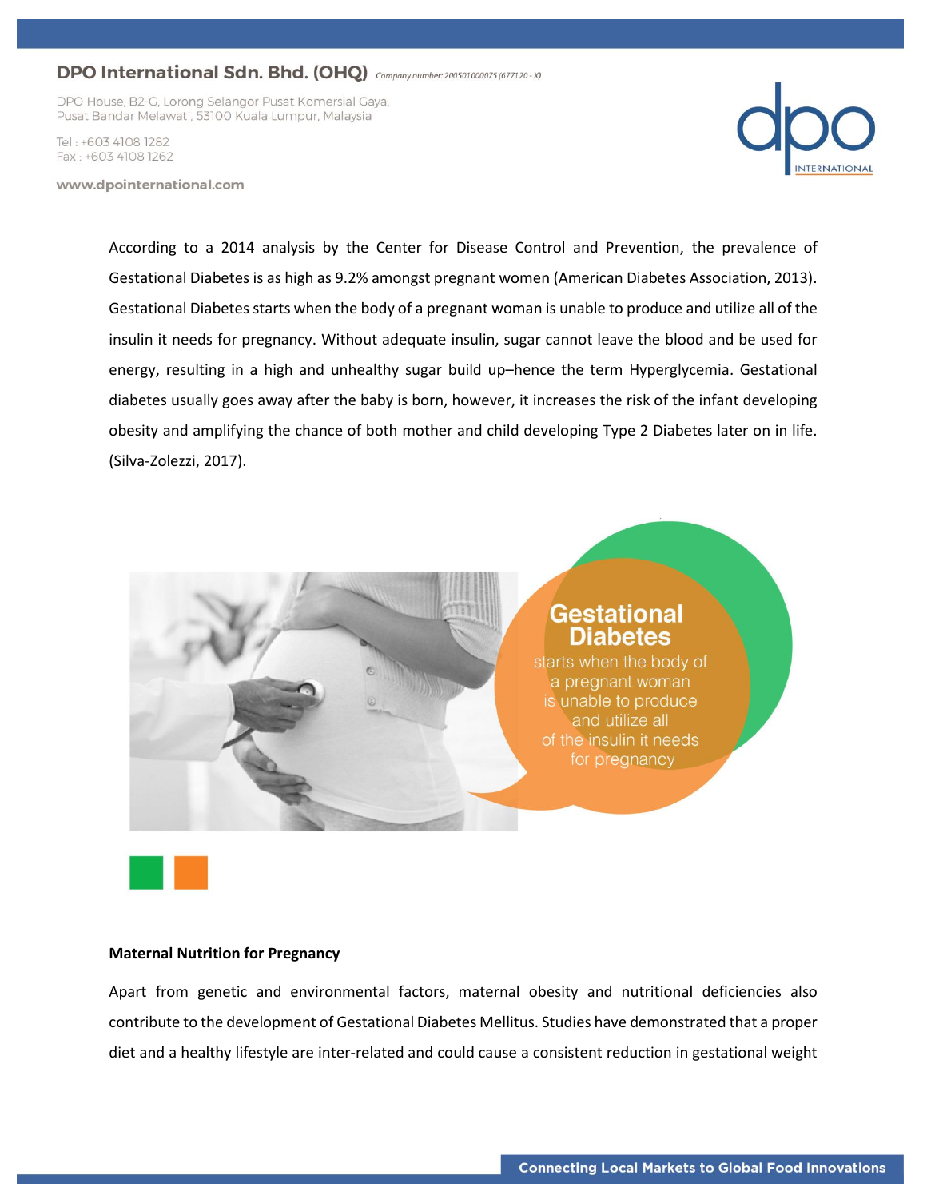According to a 2014 analysis by the Center for Disease Control and Prevention, the prevalence of Gestational Diabetes is as high as 9.2% amongst pregnant women (American Diabetes Association, 2013). Gestational Diabetes starts when the body of a pregnant woman is unable to produce and utilize all of the insulin it needs for pregnancy. Without adequate insulin, sugar cannot leave the blood and be used for energy, resulting in a high and unhealthy sugar build up–hence the term Hyperglycemia. Gestational diabetes usually goes away after the baby is born, however, it increases the risk of the infant developing obesity and amplifying the chance of both mother and child developing Type 2 Diabetes later on in life. (Silva-Zolezzi, 2017).

**Gestational Diabetes** starts when the body of a pregnant woman is unable to produce and utilize all of the insulin it needs for pregnancy

**Maternal Nutrition for Pregnancy**

Apart from genetic and environmental factors, maternal obesity and nutritional deficiencies also contribute to the development of Gestational Diabetes Mellitus. Studies have demonstrated that a proper diet and a healthy lifestyle are inter-related and could cause a consistent reduction in gestational weight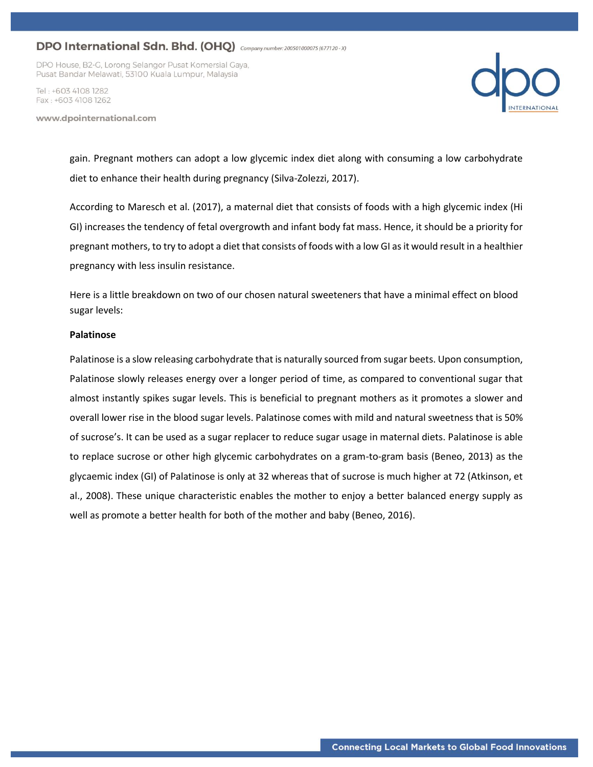gain. Pregnant mothers can adopt a low glycemic index diet along with consuming a low carbohydrate diet to enhance their health during pregnancy (Silva-Zolezzi, 2017).

According to Maresch et al. (2017), a maternal diet that consists of foods with a high glycemic index (Hi GI) increases the tendency of fetal overgrowth and infant body fat mass. Hence, it should be a priority for pregnant mothers, to try to adopt a diet that consists of foods with a low GI as it would result in a healthier pregnancy with less insulin resistance.

Here is a little breakdown on two of our chosen natural sweeteners that have a minimal effect on blood sugar levels:

**Palatinose**

Palatinose is a slow releasing carbohydrate that is naturally sourced from sugar beets. Upon consumption, Palatinose slowly releases energy over a longer period of time, as compared to conventional sugar that almost instantly spikes sugar levels. This is beneficial to pregnant mothers as it promotes a slower and overall lower rise in the blood sugar levels. Palatinose comes with mild and natural sweetness that is 50% of sucrose's. It can be used as a sugar replacer to reduce sugar usage in maternal diets. Palatinose is able to replace sucrose or other high glycemic carbohydrates on a gram-to-gram basis (Beneo, 2013) as the glycaemic index (GI) of Palatinose is only at 32 whereas that of sucrose is much higher at 72 (Atkinson, et al., 2008). These unique characteristic enables the mother to enjoy a better balanced energy supply as well as promote a better health for both of the mother and baby (Beneo, 2016).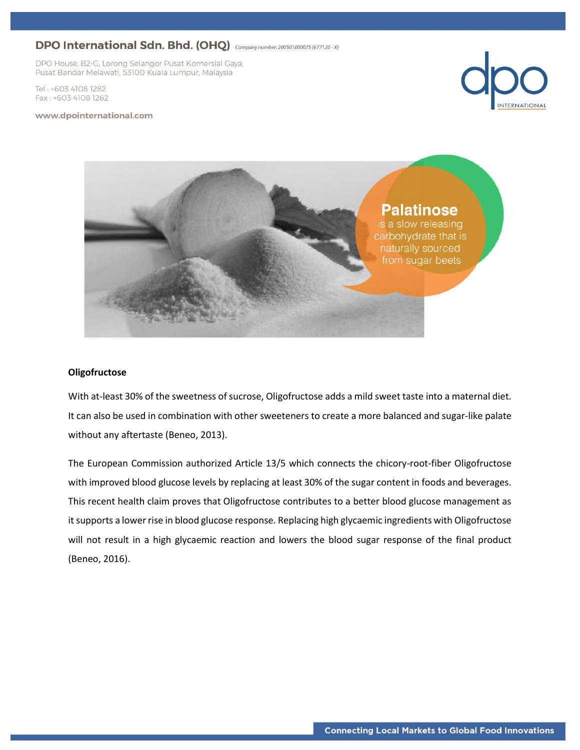**Oligofructose**

With at-least 30% of the sweetness of sucrose, Oligofructose adds a mild sweet taste into a maternal diet. It can also be used in combination with other sweeteners to create a more balanced and sugar-like palate without any aftertaste (Beneo, 2013).

The European Commission authorized Article 13/5 which connects the chicory-root-fiber Oligofructose with improved blood glucose levels by replacing at least 30% of the sugar content in foods and beverages. This recent health claim proves that Oligofructose contributes to a better blood glucose management as it supports a lower rise in blood glucose response. Replacing high glycaemic ingredients with Oligofructose will not result in a high glycaemic reaction and lowers the blood sugar response of the final product (Beneo, 2016).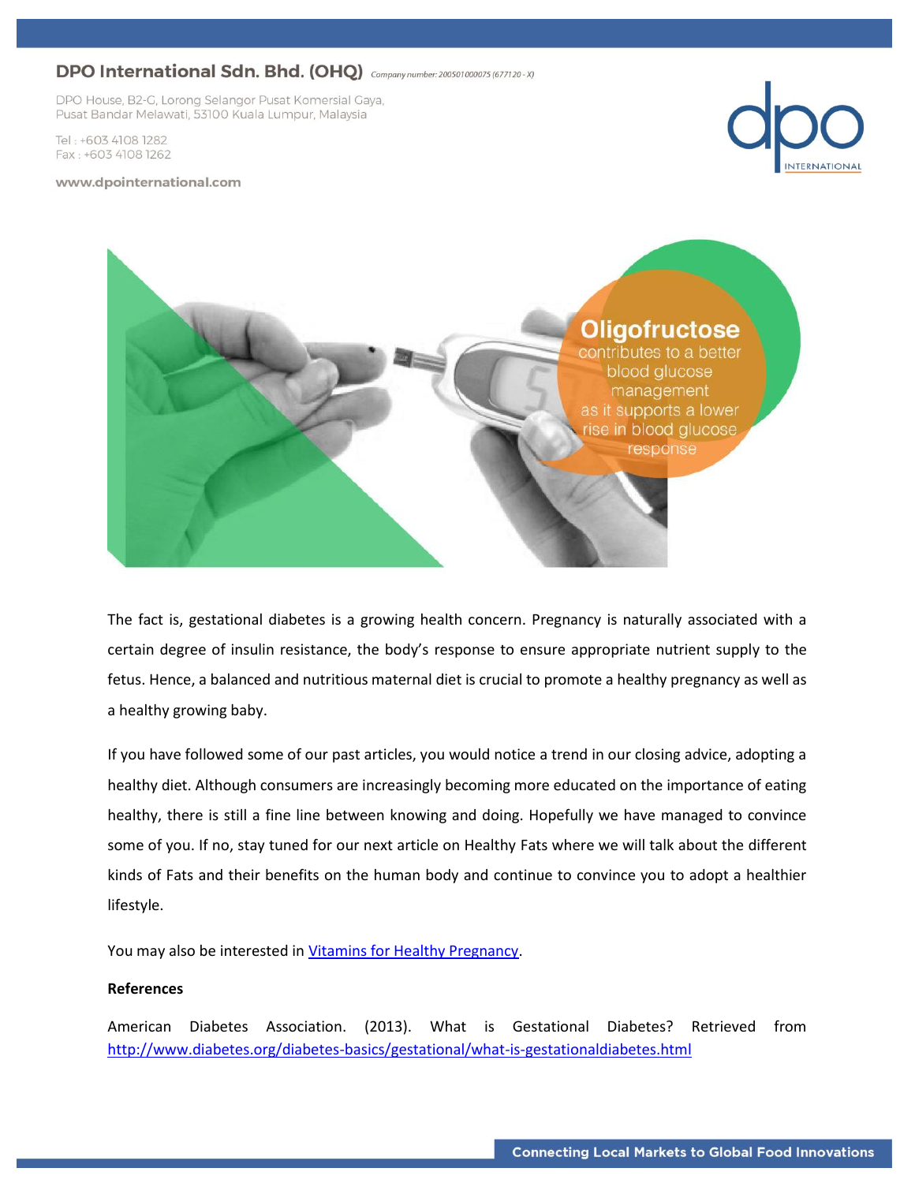The fact is, gestational diabetes is a growing health concern. Pregnancy is naturally associated with a certain degree of insulin resistance, the body's response to ensure appropriate nutrient supply to the fetus. Hence, a balanced and nutritious maternal diet is crucial to promote a healthy pregnancy as well as a healthy growing baby.

If you have followed some of our past articles, you would notice a trend in our closing advice, adopting a healthy diet. Although consumers are increasingly becoming more educated on the importance of eating healthy, there is still a fine line between knowing and doing. Hopefully we have managed to convince some of you. If no, stay tuned for our next article on Healthy Fats where we will talk about the different kinds of Fats and their benefits on the human body and continue to convince you to adopt a healthier lifestyle.

You may also be interested in [Vitamins for Healthy Pregnancy](#).

**References**

American Diabetes Association. (2013). What is Gestational Diabetes? Retrieved from http://www.diabetes.org/diabetes-basics/gestational/what-is-gestationaldiabetes.html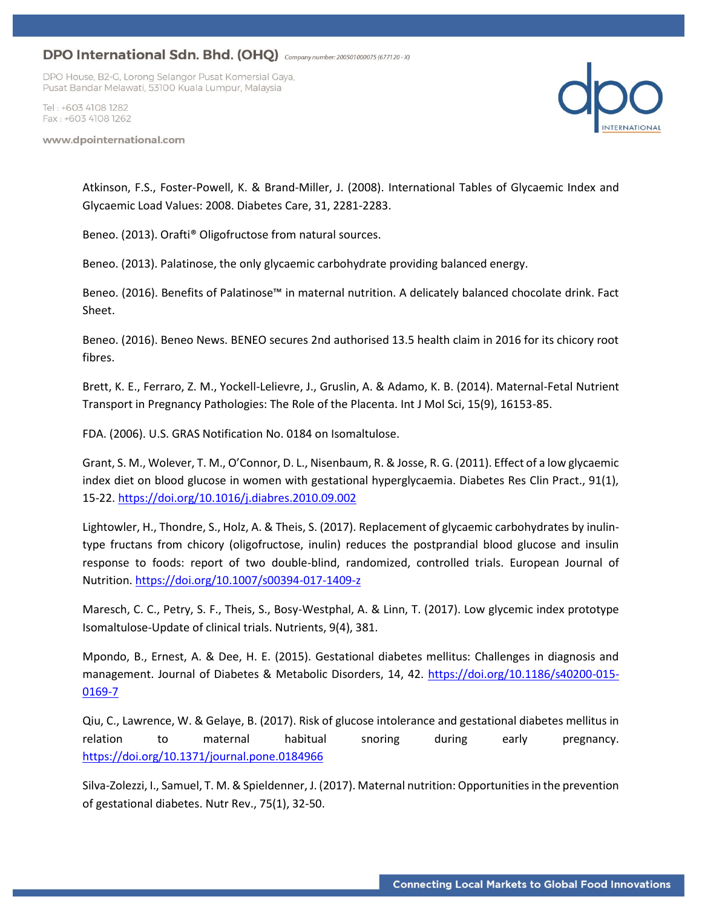Atkinson, F.S., Foster-Powell, K. & Brand-Miller, J. (2008). International Tables of Glycaemic Index and Glycaemic Load Values: 2008. Diabetes Care, 31, 2281-2283.

Beneo. (2013). Orafti® Oligofructose from natural sources.

Beneo. (2013). Palatinose, the only glycaemic carbohydrate providing balanced energy.

Beneo. (2016). Benefits of Palatinose™ in maternal nutrition. A delicately balanced chocolate drink. Fact Sheet.

Beneo. (2016). Beneo News. BENEO secures 2nd authorised 13.5 health claim in 2016 for its chicory root fibres.

Brett, K. E., Ferraro, Z. M., Yockell-Lelievre, J., Gruslin, A. & Adamo, K. B. (2014). Maternal-Fetal Nutrient Transport in Pregnancy Pathologies: The Role of the Placenta. Int J Mol Sci, 15(9), 16153-85.

FDA. (2006). U.S. GRAS Notification No. 0184 on Isomaltulose.

Grant, S. M., Wolever, T. M., O'Connor, D. L., Nisenbaum, R. & Josse, R. G. (2011). Effect of a low glycaemic index diet on blood glucose in women with gestational hyperglycaemia. Diabetes Res Clin Pract., 91(1), 15-22. https://doi.org/10.1016/j.diabres.2010.09.002

Lightowler, H., Thondre, S., Holz, A. & Theis, S. (2017). Replacement of glycaemic carbohydrates by inulin-type fructans from chicory (oligofructose, inulin) reduces the postprandial blood glucose and insulin response to foods: report of two double-blind, randomized, controlled trials. European Journal of Nutrition. https://doi.org/10.1007/s00394-017-1409-z

Maresch, C. C., Petry, S. F., Theis, S., Bosy-Westphal, A. & Linn, T. (2017). Low glycemic index prototype Isomaltulose-Update of clinical trials. Nutrients, 9(4), 381.

Mpondo, B., Ernest, A. & Dee, H. E. (2015). Gestational diabetes mellitus: Challenges in diagnosis and management. Journal of Diabetes & Metabolic Disorders, 14, 42. https://doi.org/10.1186/s40200-015-0169-7

Qiu, C., Lawrence, W. & Gelaye, B. (2017). Risk of glucose intolerance and gestational diabetes mellitus in relation to maternal habitual snoring during early pregnancy. https://doi.org/10.1371/journal.pone.0184966

Silva-Zolezzi, I., Samuel, T. M. & Spieldenner, J. (2017). Maternal nutrition: Opportunities in the prevention of gestational diabetes. Nutr Rev., 75(1), 32-50.